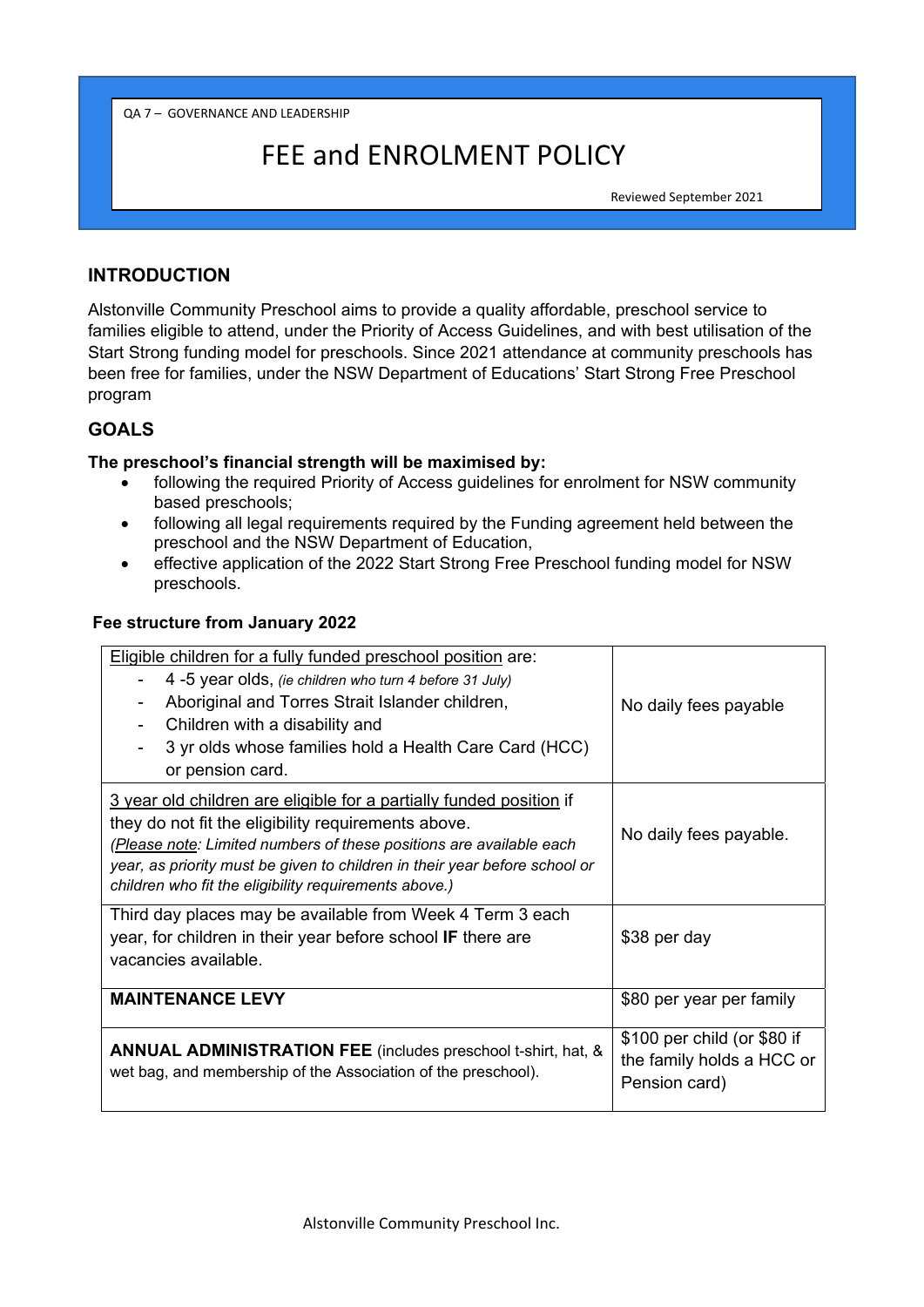QA 7 – GOVERNANCE AND LEADERSHIP

# FEE and ENROLMENT POLICY

Reviewed September 2021

## INTRODUCTION

Alstonville Community Preschool aims to provide a quality affordable, preschool service to families eligible to attend, under the Priority of Access Guidelines, and with best utilisation of the Start Strong funding model for preschools. Since 2021 attendance at community preschools has been free for families, under the NSW Department of Educations' Start Strong Free Preschool program

## GOALS

**The preschool's financial strength will be maximised by:**

- following the required Priority of Access guidelines for enrolment for NSW community based preschools;
- following all legal requirements required by the Funding agreement held between the preschool and the NSW Department of Education,
- effective application of the 2022 Start Strong Free Preschool funding model for NSW preschools.

**Fee structure from January 2022**

| | |
|---|---|
| <u>Eligible children for a fully funded preschool position</u> are:<br>- 4 -5 year olds, *(ie children who turn 4 before 31 July)*<br>- Aboriginal and Torres Strait Islander children,<br>- Children with a disability and<br>- 3 yr olds whose families hold a Health Care Card (HCC) or pension card. | No daily fees payable |
| <u>3 year old children are eligible for a partially funded position</u> if they do not fit the eligibility requirements above.<br>*(<u>Please note</u>: Limited numbers of these positions are available each year, as priority must be given to children in their year before school or children who fit the eligibility requirements above.)* | No daily fees payable. |
| Third day places may be available from Week 4 Term 3 each year, for children in their year before school **IF** there are vacancies available. | $38 per day |
| **MAINTENANCE LEVY** | $80 per year per family |
| **ANNUAL ADMINISTRATION FEE** (includes preschool t-shirt, hat, & wet bag, and membership of the Association of the preschool). | $100 per child (or $80 if the family holds a HCC or Pension card) |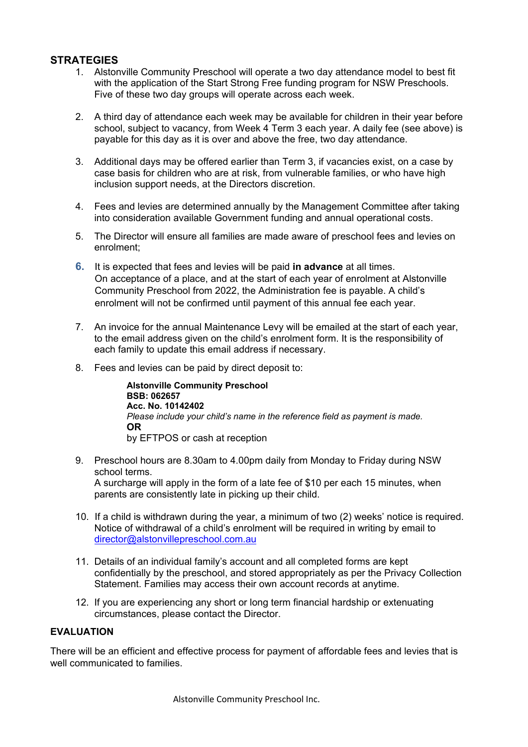## STRATEGIES

1. Alstonville Community Preschool will operate a two day attendance model to best fit with the application of the Start Strong Free funding program for NSW Preschools. Five of these two day groups will operate across each week.

2. A third day of attendance each week may be available for children in their year before school, subject to vacancy, from Week 4 Term 3 each year. A daily fee (see above) is payable for this day as it is over and above the free, two day attendance.

3. Additional days may be offered earlier than Term 3, if vacancies exist, on a case by case basis for children who are at risk, from vulnerable families, or who have high inclusion support needs, at the Directors discretion.

4. Fees and levies are determined annually by the Management Committee after taking into consideration available Government funding and annual operational costs.

5. The Director will ensure all families are made aware of preschool fees and levies on enrolment;

6. It is expected that fees and levies will be paid **in advance** at all times.
   On acceptance of a place, and at the start of each year of enrolment at Alstonville Community Preschool from 2022, the Administration fee is payable. A child's enrolment will not be confirmed until payment of this annual fee each year.

7. An invoice for the annual Maintenance Levy will be emailed at the start of each year, to the email address given on the child's enrolment form. It is the responsibility of each family to update this email address if necessary.

8. Fees and levies can be paid by direct deposit to:

   **Alstonville Community Preschool**
   **BSB: 062657**
   **Acc. No. 10142402**
   *Please include your child's name in the reference field as payment is made.*
   **OR**
   by EFTPOS or cash at reception

9. Preschool hours are 8.30am to 4.00pm daily from Monday to Friday during NSW school terms.
   A surcharge will apply in the form of a late fee of $10 per each 15 minutes, when parents are consistently late in picking up their child.

10. If a child is withdrawn during the year, a minimum of two (2) weeks' notice is required. Notice of withdrawal of a child's enrolment will be required in writing by email to director@alstonvillepreschool.com.au

11. Details of an individual family's account and all completed forms are kept confidentially by the preschool, and stored appropriately as per the Privacy Collection Statement. Families may access their own account records at anytime.

12. If you are experiencing any short or long term financial hardship or extenuating circumstances, please contact the Director.

## EVALUATION

There will be an efficient and effective process for payment of affordable fees and levies that is well communicated to families.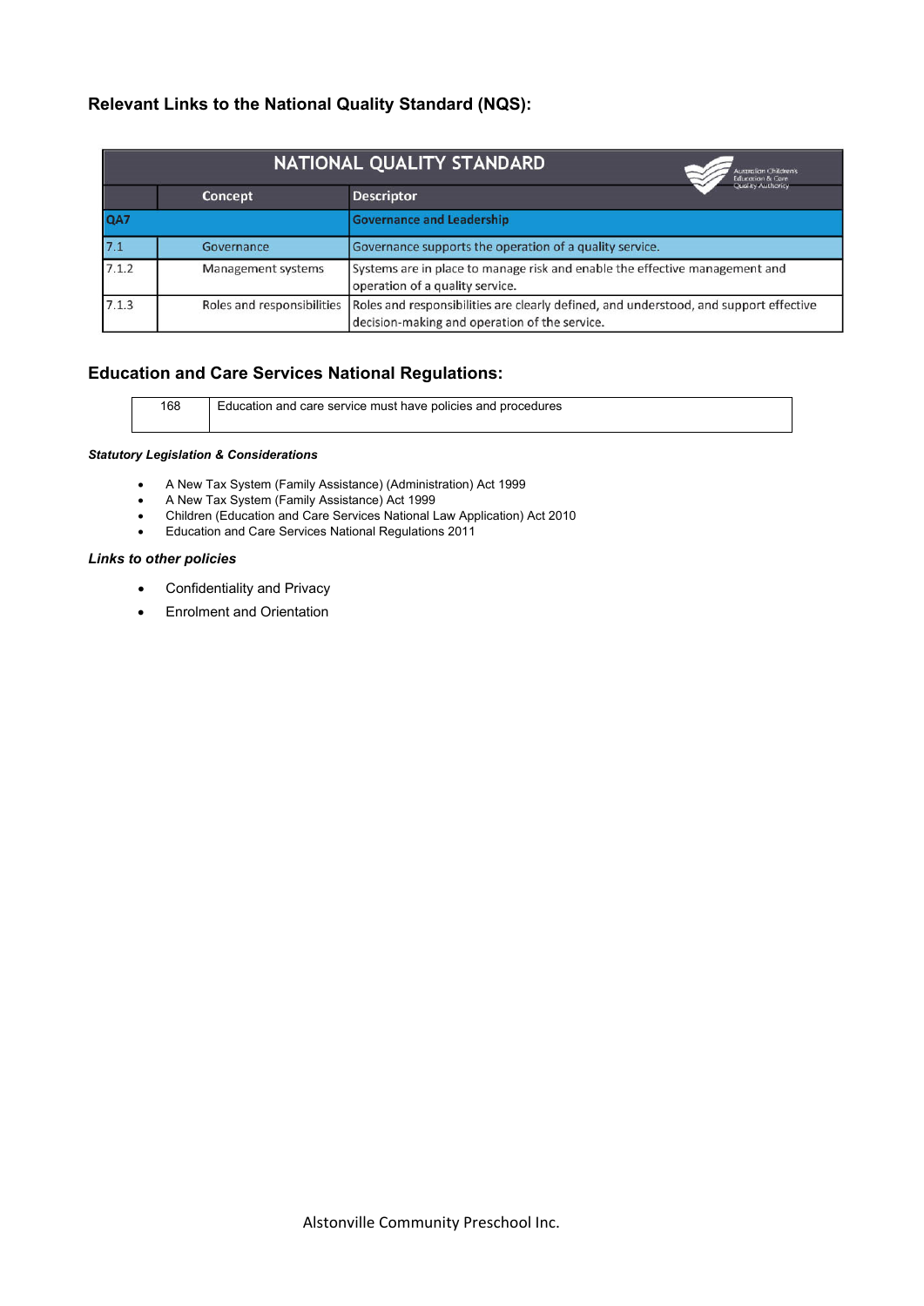### Relevant Links to the National Quality Standard (NQS):

| NATIONAL QUALITY STANDARD | | |
|---|---|---|
| | Concept | Descriptor |
| QA7 | | Governance and Leadership |
| 7.1 | Governance | Governance supports the operation of a quality service. |
| 7.1.2 | Management systems | Systems are in place to manage risk and enable the effective management and operation of a quality service. |
| 7.1.3 | Roles and responsibilities | Roles and responsibilities are clearly defined, and understood, and support effective decision-making and operation of the service. |

### Education and Care Services National Regulations:

| | |
|---|---|
| 168 | Education and care service must have policies and procedures |

***Statutory Legislation & Considerations***

- A New Tax System (Family Assistance) (Administration) Act 1999
- A New Tax System (Family Assistance) Act 1999
- Children (Education and Care Services National Law Application) Act 2010
- Education and Care Services National Regulations 2011

***Links to other policies***

- Confidentiality and Privacy
- Enrolment and Orientation